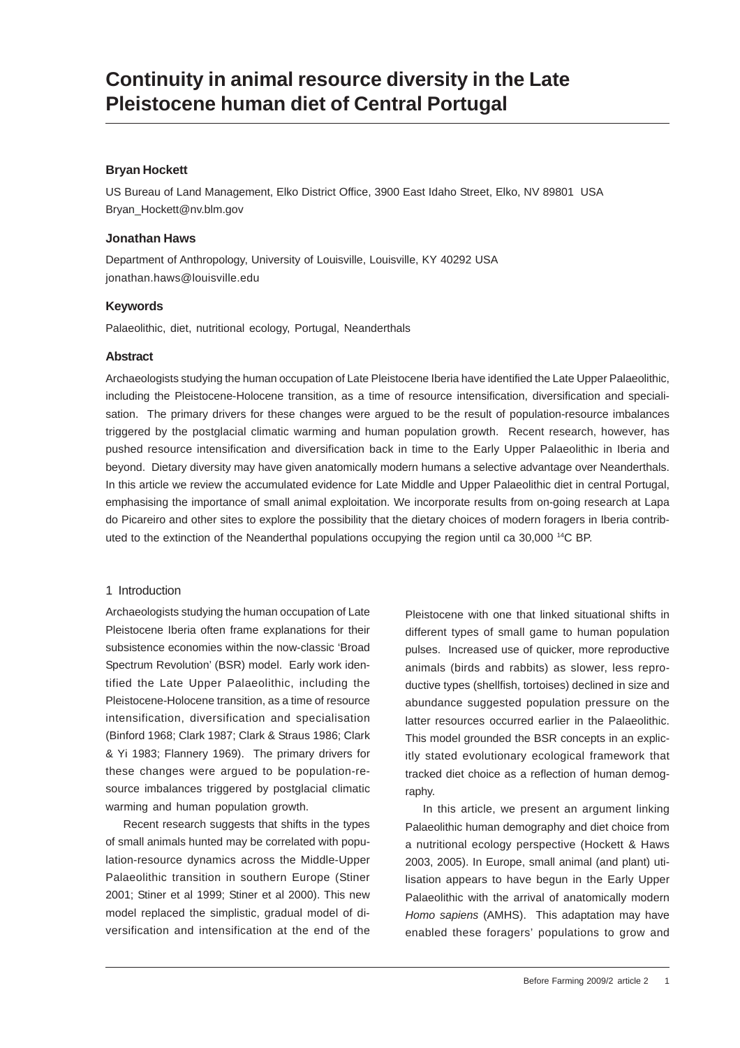# Continuity in animal resource diversity in the Late Pleistocene human diet of Central Portugal

**Bryan Hockett**

US Bureau of Land Management, Elko District Office, 3900 East Idaho Street, Elko, NV 89801 USA
Bryan_Hockett@nv.blm.gov

**Jonathan Haws**

Department of Anthropology, University of Louisville, Louisville, KY 40292 USA
jonathan.haws@louisville.edu

**Keywords**

Palaeolithic, diet, nutritional ecology, Portugal, Neanderthals

**Abstract**

Archaeologists studying the human occupation of Late Pleistocene Iberia have identified the Late Upper Palaeolithic, including the Pleistocene-Holocene transition, as a time of resource intensification, diversification and specialisation. The primary drivers for these changes were argued to be the result of population-resource imbalances triggered by the postglacial climatic warming and human population growth. Recent research, however, has pushed resource intensification and diversification back in time to the Early Upper Palaeolithic in Iberia and beyond. Dietary diversity may have given anatomically modern humans a selective advantage over Neanderthals. In this article we review the accumulated evidence for Late Middle and Upper Palaeolithic diet in central Portugal, emphasising the importance of small animal exploitation. We incorporate results from on-going research at Lapa do Picareiro and other sites to explore the possibility that the dietary choices of modern foragers in Iberia contributed to the extinction of the Neanderthal populations occupying the region until ca 30,000 $^{14}$C BP.

## 1 Introduction

Archaeologists studying the human occupation of Late Pleistocene Iberia often frame explanations for their subsistence economies within the now-classic 'Broad Spectrum Revolution' (BSR) model. Early work identified the Late Upper Palaeolithic, including the Pleistocene-Holocene transition, as a time of resource intensification, diversification and specialisation (Binford 1968; Clark 1987; Clark & Straus 1986; Clark & Yi 1983; Flannery 1969). The primary drivers for these changes were argued to be population-resource imbalances triggered by postglacial climatic warming and human population growth.

Recent research suggests that shifts in the types of small animals hunted may be correlated with population-resource dynamics across the Middle-Upper Palaeolithic transition in southern Europe (Stiner 2001; Stiner et al 1999; Stiner et al 2000). This new model replaced the simplistic, gradual model of diversification and intensification at the end of the Pleistocene with one that linked situational shifts in different types of small game to human population pulses. Increased use of quicker, more reproductive animals (birds and rabbits) as slower, less reproductive types (shellfish, tortoises) declined in size and abundance suggested population pressure on the latter resources occurred earlier in the Palaeolithic. This model grounded the BSR concepts in an explicitly stated evolutionary ecological framework that tracked diet choice as a reflection of human demography.

In this article, we present an argument linking Palaeolithic human demography and diet choice from a nutritional ecology perspective (Hockett & Haws 2003, 2005). In Europe, small animal (and plant) utilisation appears to have begun in the Early Upper Palaeolithic with the arrival of anatomically modern *Homo sapiens* (AMHS). This adaptation may have enabled these foragers' populations to grow and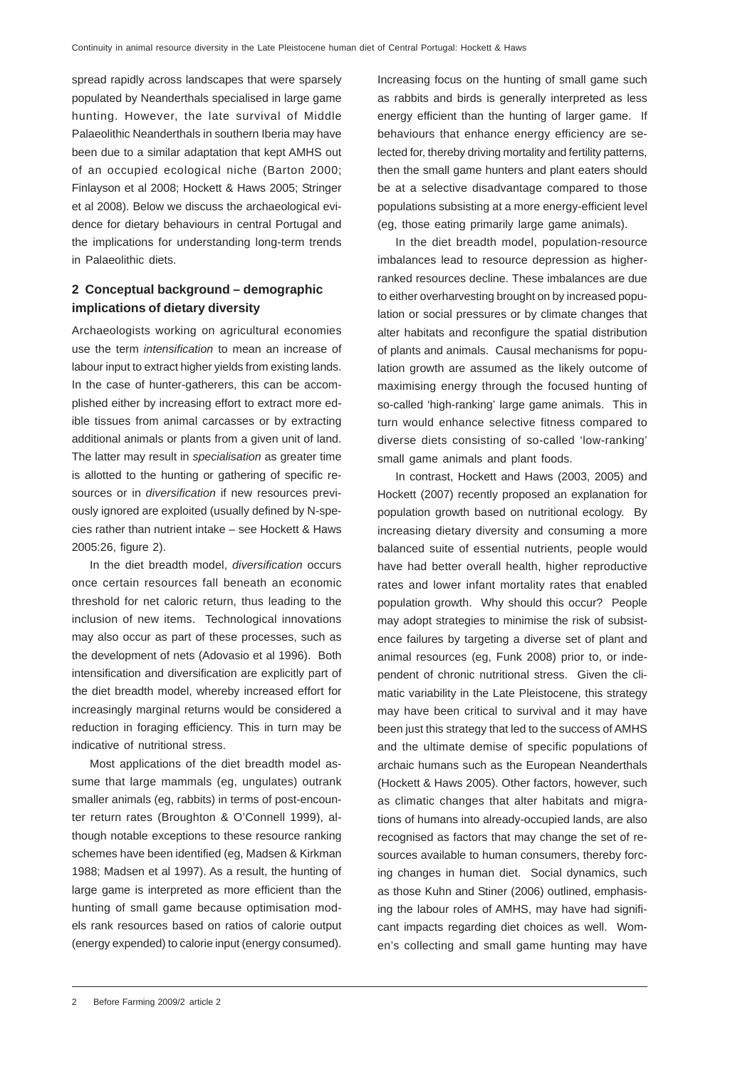spread rapidly across landscapes that were sparsely populated by Neanderthals specialised in large game hunting. However, the late survival of Middle Palaeolithic Neanderthals in southern Iberia may have been due to a similar adaptation that kept AMHS out of an occupied ecological niche (Barton 2000; Finlayson et al 2008; Hockett & Haws 2005; Stringer et al 2008). Below we discuss the archaeological evidence for dietary behaviours in central Portugal and the implications for understanding long-term trends in Palaeolithic diets.

## 2 Conceptual background – demographic implications of dietary diversity

Archaeologists working on agricultural economies use the term *intensification* to mean an increase of labour input to extract higher yields from existing lands. In the case of hunter-gatherers, this can be accomplished either by increasing effort to extract more edible tissues from animal carcasses or by extracting additional animals or plants from a given unit of land. The latter may result in *specialisation* as greater time is allotted to the hunting or gathering of specific resources or in *diversification* if new resources previously ignored are exploited (usually defined by N-species rather than nutrient intake – see Hockett & Haws 2005:26, figure 2).

In the diet breadth model, *diversification* occurs once certain resources fall beneath an economic threshold for net caloric return, thus leading to the inclusion of new items. Technological innovations may also occur as part of these processes, such as the development of nets (Adovasio et al 1996). Both intensification and diversification are explicitly part of the diet breadth model, whereby increased effort for increasingly marginal returns would be considered a reduction in foraging efficiency. This in turn may be indicative of nutritional stress.

Most applications of the diet breadth model assume that large mammals (eg, ungulates) outrank smaller animals (eg, rabbits) in terms of post-encounter return rates (Broughton & O'Connell 1999), although notable exceptions to these resource ranking schemes have been identified (eg, Madsen & Kirkman 1988; Madsen et al 1997). As a result, the hunting of large game is interpreted as more efficient than the hunting of small game because optimisation models rank resources based on ratios of calorie output (energy expended) to calorie input (energy consumed). Increasing focus on the hunting of small game such as rabbits and birds is generally interpreted as less energy efficient than the hunting of larger game. If behaviours that enhance energy efficiency are selected for, thereby driving mortality and fertility patterns, then the small game hunters and plant eaters should be at a selective disadvantage compared to those populations subsisting at a more energy-efficient level (eg, those eating primarily large game animals).

In the diet breadth model, population-resource imbalances lead to resource depression as higher-ranked resources decline. These imbalances are due to either overharvesting brought on by increased population or social pressures or by climate changes that alter habitats and reconfigure the spatial distribution of plants and animals. Causal mechanisms for population growth are assumed as the likely outcome of maximising energy through the focused hunting of so-called 'high-ranking' large game animals. This in turn would enhance selective fitness compared to diverse diets consisting of so-called 'low-ranking' small game animals and plant foods.

In contrast, Hockett and Haws (2003, 2005) and Hockett (2007) recently proposed an explanation for population growth based on nutritional ecology. By increasing dietary diversity and consuming a more balanced suite of essential nutrients, people would have had better overall health, higher reproductive rates and lower infant mortality rates that enabled population growth. Why should this occur? People may adopt strategies to minimise the risk of subsistence failures by targeting a diverse set of plant and animal resources (eg, Funk 2008) prior to, or independent of chronic nutritional stress. Given the climatic variability in the Late Pleistocene, this strategy may have been critical to survival and it may have been just this strategy that led to the success of AMHS and the ultimate demise of specific populations of archaic humans such as the European Neanderthals (Hockett & Haws 2005). Other factors, however, such as climatic changes that alter habitats and migrations of humans into already-occupied lands, are also recognised as factors that may change the set of resources available to human consumers, thereby forcing changes in human diet. Social dynamics, such as those Kuhn and Stiner (2006) outlined, emphasising the labour roles of AMHS, may have had significant impacts regarding diet choices as well. Women's collecting and small game hunting may have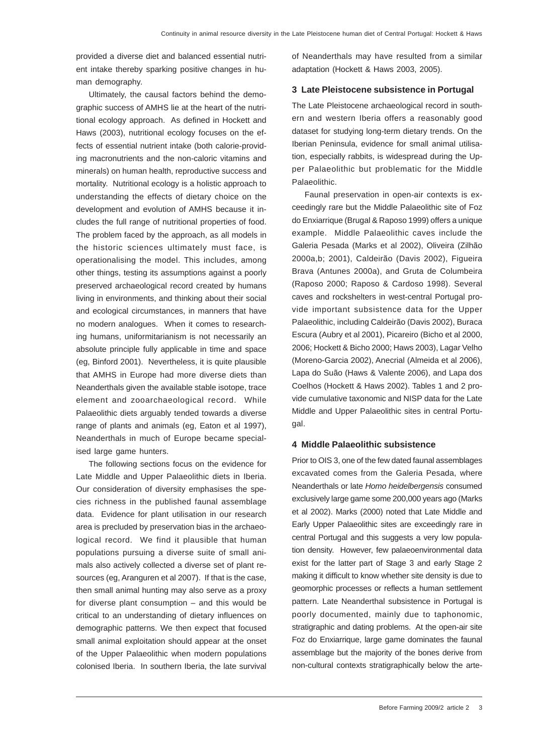provided a diverse diet and balanced essential nutrient intake thereby sparking positive changes in human demography.

Ultimately, the causal factors behind the demographic success of AMHS lie at the heart of the nutritional ecology approach. As defined in Hockett and Haws (2003), nutritional ecology focuses on the effects of essential nutrient intake (both calorie-providing macronutrients and the non-caloric vitamins and minerals) on human health, reproductive success and mortality. Nutritional ecology is a holistic approach to understanding the effects of dietary choice on the development and evolution of AMHS because it includes the full range of nutritional properties of food. The problem faced by the approach, as all models in the historic sciences ultimately must face, is operationalising the model. This includes, among other things, testing its assumptions against a poorly preserved archaeological record created by humans living in environments, and thinking about their social and ecological circumstances, in manners that have no modern analogues. When it comes to researching humans, uniformitarianism is not necessarily an absolute principle fully applicable in time and space (eg, Binford 2001). Nevertheless, it is quite plausible that AMHS in Europe had more diverse diets than Neanderthals given the available stable isotope, trace element and zooarchaeological record. While Palaeolithic diets arguably tended towards a diverse range of plants and animals (eg, Eaton et al 1997), Neanderthals in much of Europe became specialised large game hunters.

The following sections focus on the evidence for Late Middle and Upper Palaeolithic diets in Iberia. Our consideration of diversity emphasises the species richness in the published faunal assemblage data. Evidence for plant utilisation in our research area is precluded by preservation bias in the archaeological record. We find it plausible that human populations pursuing a diverse suite of small animals also actively collected a diverse set of plant resources (eg, Aranguren et al 2007). If that is the case, then small animal hunting may also serve as a proxy for diverse plant consumption – and this would be critical to an understanding of dietary influences on demographic patterns. We then expect that focused small animal exploitation should appear at the onset of the Upper Palaeolithic when modern populations colonised Iberia. In southern Iberia, the late survival of Neanderthals may have resulted from a similar adaptation (Hockett & Haws 2003, 2005).

## 3 Late Pleistocene subsistence in Portugal

The Late Pleistocene archaeological record in southern and western Iberia offers a reasonably good dataset for studying long-term dietary trends. On the Iberian Peninsula, evidence for small animal utilisation, especially rabbits, is widespread during the Upper Palaeolithic but problematic for the Middle Palaeolithic.

Faunal preservation in open-air contexts is exceedingly rare but the Middle Palaeolithic site of Foz do Enxiarrique (Brugal & Raposo 1999) offers a unique example. Middle Palaeolithic caves include the Galeria Pesada (Marks et al 2002), Oliveira (Zilhão 2000a,b; 2001), Caldeirão (Davis 2002), Figueira Brava (Antunes 2000a), and Gruta de Columbeira (Raposo 2000; Raposo & Cardoso 1998). Several caves and rockshelters in west-central Portugal provide important subsistence data for the Upper Palaeolithic, including Caldeirão (Davis 2002), Buraca Escura (Aubry et al 2001), Picareiro (Bicho et al 2000, 2006; Hockett & Bicho 2000; Haws 2003), Lagar Velho (Moreno-Garcia 2002), Anecrial (Almeida et al 2006), Lapa do Suão (Haws & Valente 2006), and Lapa dos Coelhos (Hockett & Haws 2002). Tables 1 and 2 provide cumulative taxonomic and NISP data for the Late Middle and Upper Palaeolithic sites in central Portugal.

## 4 Middle Palaeolithic subsistence

Prior to OIS 3, one of the few dated faunal assemblages excavated comes from the Galeria Pesada, where Neanderthals or late *Homo heidelbergensis* consumed exclusively large game some 200,000 years ago (Marks et al 2002). Marks (2000) noted that Late Middle and Early Upper Palaeolithic sites are exceedingly rare in central Portugal and this suggests a very low population density. However, few palaeoenvironmental data exist for the latter part of Stage 3 and early Stage 2 making it difficult to know whether site density is due to geomorphic processes or reflects a human settlement pattern. Late Neanderthal subsistence in Portugal is poorly documented, mainly due to taphonomic, stratigraphic and dating problems. At the open-air site Foz do Enxiarrique, large game dominates the faunal assemblage but the majority of the bones derive from non-cultural contexts stratigraphically below the arte-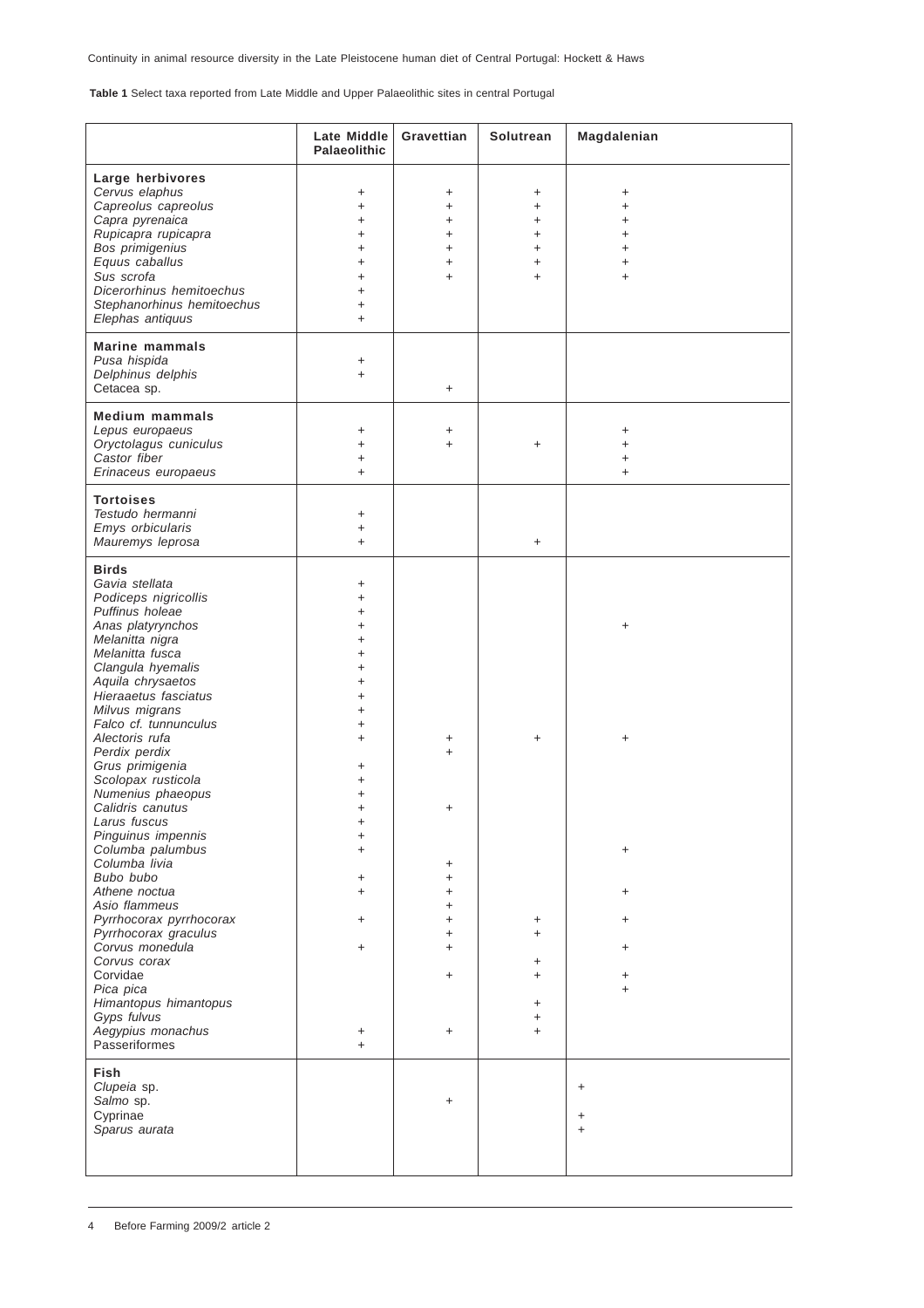**Table 1** Select taxa reported from Late Middle and Upper Palaeolithic sites in central Portugal

| | Late Middle Palaeolithic | Gravettian | Solutrean | Magdalenian |
|---|---|---|---|---|
| **Large herbivores** | | | | |
| *Cervus elaphus* | + | + | + | + |
| *Capreolus capreolus* | + | + | + | + |
| *Capra pyrenaica* | + | + | + | + |
| *Rupicapra rupicapra* | + | + | + | + |
| *Bos primigenius* | + | + | + | + |
| *Equus caballus* | + | + | + | + |
| *Sus scrofa* | + | + | + | + |
| *Dicerorhinus hemitoechus* | + | | | |
| *Stephanorhinus hemitoechus* | + | | | |
| *Elephas antiquus* | + | | | |
| **Marine mammals** | | | | |
| *Pusa hispida* | + | | | |
| *Delphinus delphis* | + | | | |
| Cetacea sp. | | + | | |
| **Medium mammals** | | | | |
| *Lepus europaeus* | + | + | | + |
| *Oryctolagus cuniculus* | + | + | + | + |
| *Castor fiber* | + | | | + |
| *Erinaceus europaeus* | + | | | + |
| **Tortoises** | | | | |
| *Testudo hermanni* | + | | | |
| *Emys orbicularis* | + | | | |
| *Mauremys leprosa* | + | | + | |
| **Birds** | | | | |
| *Gavia stellata* | + | | | |
| *Podiceps nigricollis* | + | | | |
| *Puffinus holeae* | + | | | |
| *Anas platyrynchos* | + | | | + |
| *Melanitta nigra* | + | | | |
| *Melanitta fusca* | + | | | |
| *Clangula hyemalis* | + | | | |
| *Aquila chrysaetos* | + | | | |
| *Hieraaetus fasciatus* | + | | | |
| *Milvus migrans* | + | | | |
| *Falco cf. tinnunculus* | + | | | |
| *Alectoris rufa* | + | + | + | + |
| *Perdix perdix* | | + | | |
| *Grus primigenia* | + | | | |
| *Scolopax rusticola* | + | | | |
| *Numenius phaeopus* | + | | | |
| *Calidris canutus* | + | + | | |
| *Larus fuscus* | + | | | |
| *Pinguinus impennis* | + | | | |
| *Columba palumbus* | + | | | + |
| *Columba livia* | | + | | |
| *Bubo bubo* | + | + | | |
| *Athene noctua* | + | + | | + |
| *Asio flammeus* | | + | | |
| *Pyrrhocorax pyrrhocorax* | + | + | + | + |
| *Pyrrhocorax graculus* | | + | + | |
| *Corvus monedula* | + | + | | + |
| *Corvus corax* | | | + | |
| Corvidae | | + | + | + |
| *Pica pica* | | | | + |
| *Himantopus himantopus* | | | + | |
| *Gyps fulvus* | | | + | |
| *Aegypius monachus* | + | + | + | |
| Passeriformes | + | | | |
| **Fish** | | | | |
| *Clupeia* sp. | | | | + |
| *Salmo* sp. | | + | | |
| Cyprinae | | | | + |
| *Sparus aurata* | | | | + |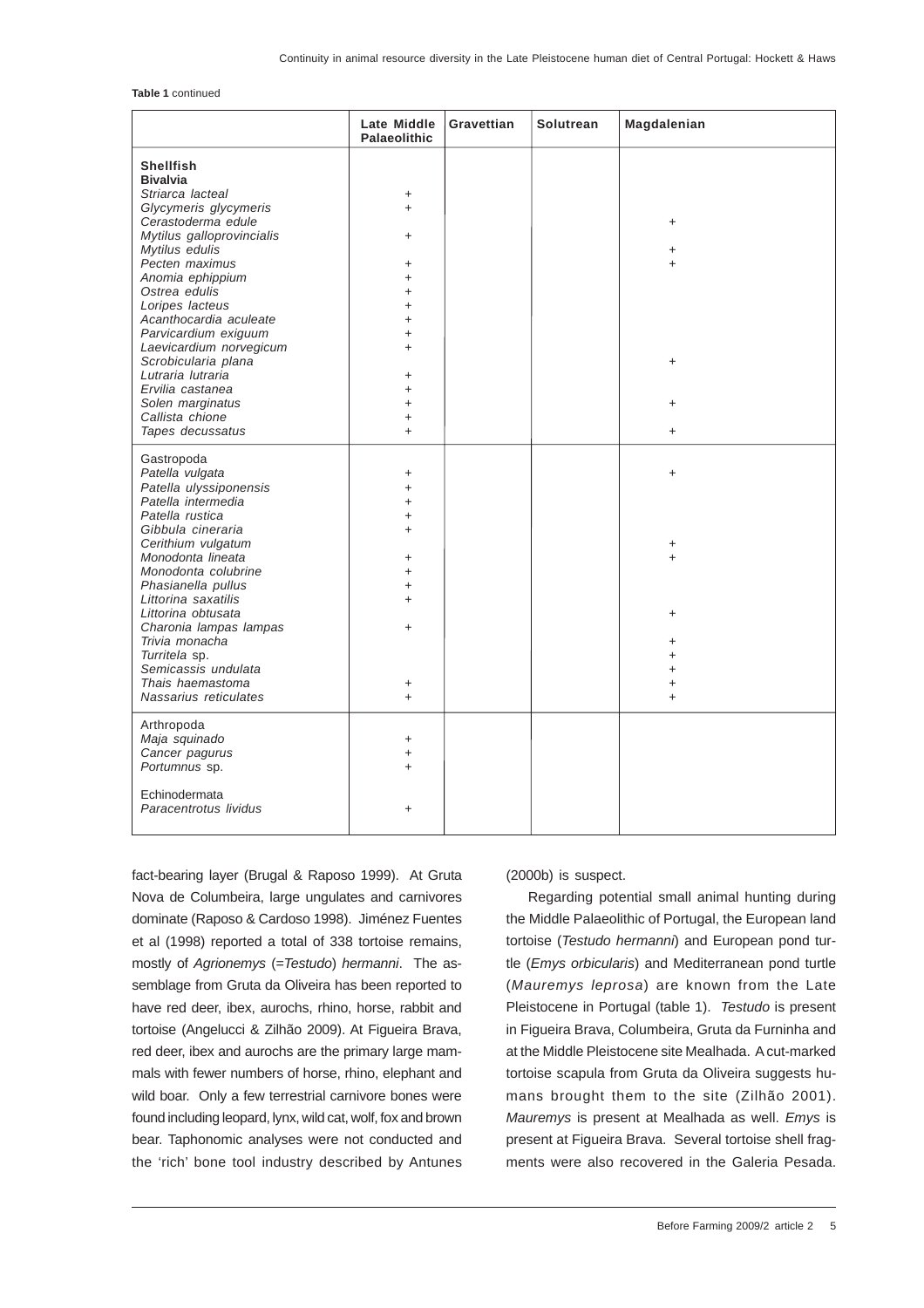**Table 1** continued

| | Late Middle Palaeolithic | Gravettian | Solutrean | Magdalenian |
|---|---|---|---|---|
| **Shellfish** | | | | |
| **Bivalvia** | | | | |
| *Striarca lacteal* | + | | | |
| *Glycymeris glycymeris* | + | | | |
| *Cerastoderma edule* | | | | + |
| *Mytilus galloprovincialis* | + | | | |
| *Mytilus edulis* | | | | + |
| *Pecten maximus* | + | | | + |
| *Anomia ephippium* | + | | | |
| *Ostrea edulis* | + | | | |
| *Loripes lacteus* | + | | | |
| *Acanthocardia aculeate* | + | | | |
| *Parvicardium exiguum* | + | | | |
| *Laevicardium norvegicum* | + | | | |
| *Scrobicularia plana* | | | | + |
| *Lutraria lutraria* | + | | | |
| *Ervilia castanea* | + | | | |
| *Solen marginatus* | + | | | + |
| *Callista chione* | + | | | |
| *Tapes decussatus* | + | | | + |
| Gastropoda | | | | |
| *Patella vulgata* | + | | | + |
| *Patella ulyssiponensis* | + | | | |
| *Patella intermedia* | + | | | |
| *Patella rustica* | + | | | |
| *Gibbula cineraria* | + | | | |
| *Cerithium vulgatum* | | | | + |
| *Monodonta lineata* | + | | | + |
| *Monodonta colubrine* | + | | | |
| *Phasianella pullus* | + | | | |
| *Littorina saxatilis* | + | | | |
| *Littorina obtusata* | | | | + |
| *Charonia lampas lampas* | + | | | |
| *Trivia monacha* | | | | + |
| *Turritela* sp. | | | | + |
| *Semicassis undulata* | | | | + |
| *Thais haemastoma* | + | | | + |
| *Nassarius reticulates* | + | | | + |
| Arthropoda | | | | |
| *Maja squinado* | + | | | |
| *Cancer pagurus* | + | | | |
| *Portumnus* sp. | + | | | |
| Echinodermata | | | | |
| *Paracentrotus lividus* | + | | | |

fact-bearing layer (Brugal & Raposo 1999). At Gruta Nova de Columbeira, large ungulates and carnivores dominate (Raposo & Cardoso 1998). Jiménez Fuentes et al (1998) reported a total of 338 tortoise remains, mostly of *Agrionemys* (=*Testudo*) *hermanni*. The assemblage from Gruta da Oliveira has been reported to have red deer, ibex, aurochs, rhino, horse, rabbit and tortoise (Angelucci & Zilhão 2009). At Figueira Brava, red deer, ibex and aurochs are the primary large mammals with fewer numbers of horse, rhino, elephant and wild boar. Only a few terrestrial carnivore bones were found including leopard, lynx, wild cat, wolf, fox and brown bear. Taphonomic analyses were not conducted and the 'rich' bone tool industry described by Antunes (2000b) is suspect.

Regarding potential small animal hunting during the Middle Palaeolithic of Portugal, the European land tortoise (*Testudo hermanni*) and European pond turtle (*Emys orbicularis*) and Mediterranean pond turtle (*Mauremys leprosa*) are known from the Late Pleistocene in Portugal (table 1). *Testudo* is present in Figueira Brava, Columbeira, Gruta da Furninha and at the Middle Pleistocene site Mealhada. A cut-marked tortoise scapula from Gruta da Oliveira suggests humans brought them to the site (Zilhão 2001). *Mauremys* is present at Mealhada as well. *Emys* is present at Figueira Brava. Several tortoise shell fragments were also recovered in the Galeria Pesada.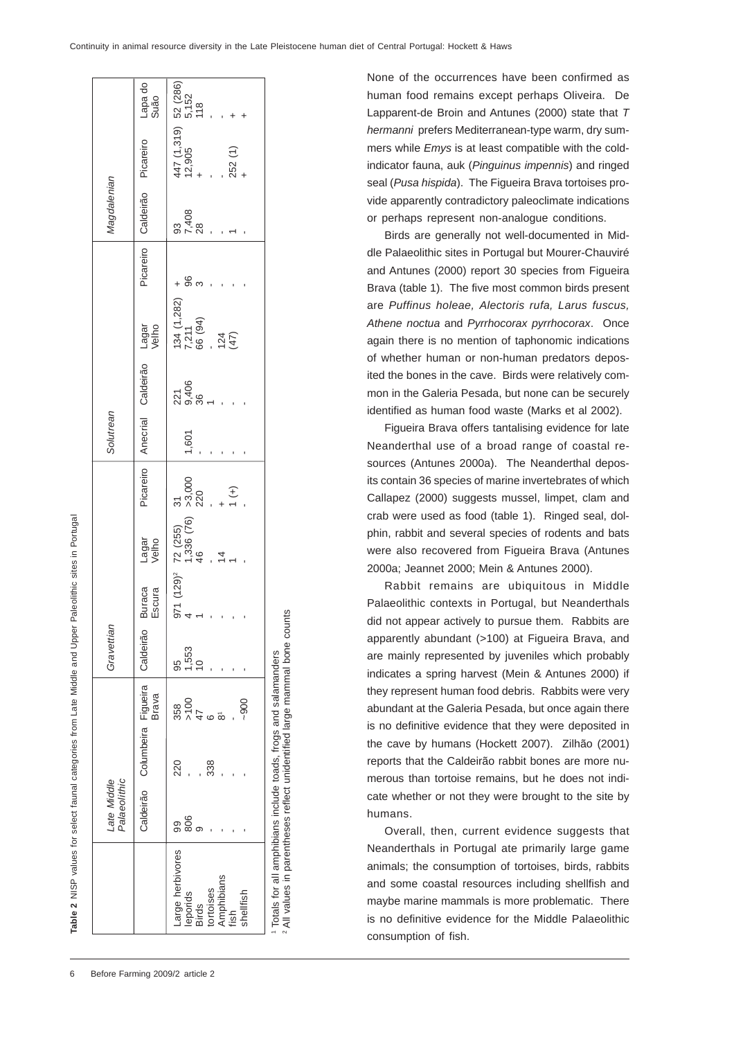**Table 2** NISP values for select faunal categories from Late Middle and Upper Paleolithic sites in Portugal

| | Late Middle Palaeolithic | | | Gravettian | | | | Solutrean | | | | Magdalenian | | |
|---|---|---|---|---|---|---|---|---|---|---|---|---|---|---|
| | Caldeirão | Columbeira | Figueira Brava | Caldeirão | Buraca Escura | Lagar Velho | Picareiro | Anecrial | Caldeirão | Lagar Velho | Picareiro | Caldeirão | Picareiro | Lapa do Suão |
| Large herbivores | 99 | 220 | 358 | 95 | 971 (129)[2] | 72 (255) | 31 | | 221 | 134 (1,282) | + | 93 | 447 (1,319) | 52 (286) |
| leporids | 806 | - | >100 | 1,553 | 4 | 1,336 (76) | >3,000 | 1,601 | 9,406 | 7,211 | 96 | 7,408 | 12,905 | 5,152 |
| Birds | 9 | - | 47 | 10 | 1 | 46 | 220 | - | 36 | 66 (94) | 3 | 28 | + | 118 |
| tortoises | - | 338 | 6 | - | - | - | - | - | 1 | - | - | - | - | - |
| Amphibians | - | - | 8[1] | - | - | 14 | + | - | - | 124 | - | - | - | - |
| fish | - | - | - | - | - | 1 | 1 (+) | - | - | (47) | - | 1 | 252 (1) | + |
| shellfish | - | - | ~900 | - | - | - | - | - | - | | - | - | + | + |

[1] Totals for all amphibians include toads, frogs and salamanders
[2] All values in parentheses reflect unidentified large mammal bone counts

None of the occurrences have been confirmed as human food remains except perhaps Oliveira. De Lapparent-de Broin and Antunes (2000) state that *T hermanni* prefers Mediterranean-type warm, dry summers while *Emys* is at least compatible with the cold-indicator fauna, auk (*Pinguinus impennis*) and ringed seal (*Pusa hispida*). The Figueira Brava tortoises provide apparently contradictory paleoclimate indications or perhaps represent non-analogue conditions.

Birds are generally not well-documented in Middle Palaeolithic sites in Portugal but Mourer-Chauviré and Antunes (2000) report 30 species from Figueira Brava (table 1). The five most common birds present are *Puffinus holeae, Alectoris rufa, Larus fuscus, Athene noctua* and *Pyrrhocorax pyrrhocorax*. Once again there is no mention of taphonomic indications of whether human or non-human predators deposited the bones in the cave. Birds were relatively common in the Galeria Pesada, but none can be securely identified as human food waste (Marks et al 2002).

Figueira Brava offers tantalising evidence for late Neanderthal use of a broad range of coastal resources (Antunes 2000a). The Neanderthal deposits contain 36 species of marine invertebrates of which Callapez (2000) suggests mussel, limpet, clam and crab were used as food (table 1). Ringed seal, dolphin, rabbit and several species of rodents and bats were also recovered from Figueira Brava (Antunes 2000a; Jeannet 2000; Mein & Antunes 2000).

Rabbit remains are ubiquitous in Middle Palaeolithic contexts in Portugal, but Neanderthals did not appear actively to pursue them. Rabbits are apparently abundant (>100) at Figueira Brava, and are mainly represented by juveniles which probably indicates a spring harvest (Mein & Antunes 2000) if they represent human food debris. Rabbits were very abundant at the Galeria Pesada, but once again there is no definitive evidence that they were deposited in the cave by humans (Hockett 2007). Zilhão (2001) reports that the Caldeirão rabbit bones are more numerous than tortoise remains, but he does not indicate whether or not they were brought to the site by humans.

Overall, then, current evidence suggests that Neanderthals in Portugal ate primarily large game animals; the consumption of tortoises, birds, rabbits and some coastal resources including shellfish and maybe marine mammals is more problematic. There is no definitive evidence for the Middle Palaeolithic consumption of fish.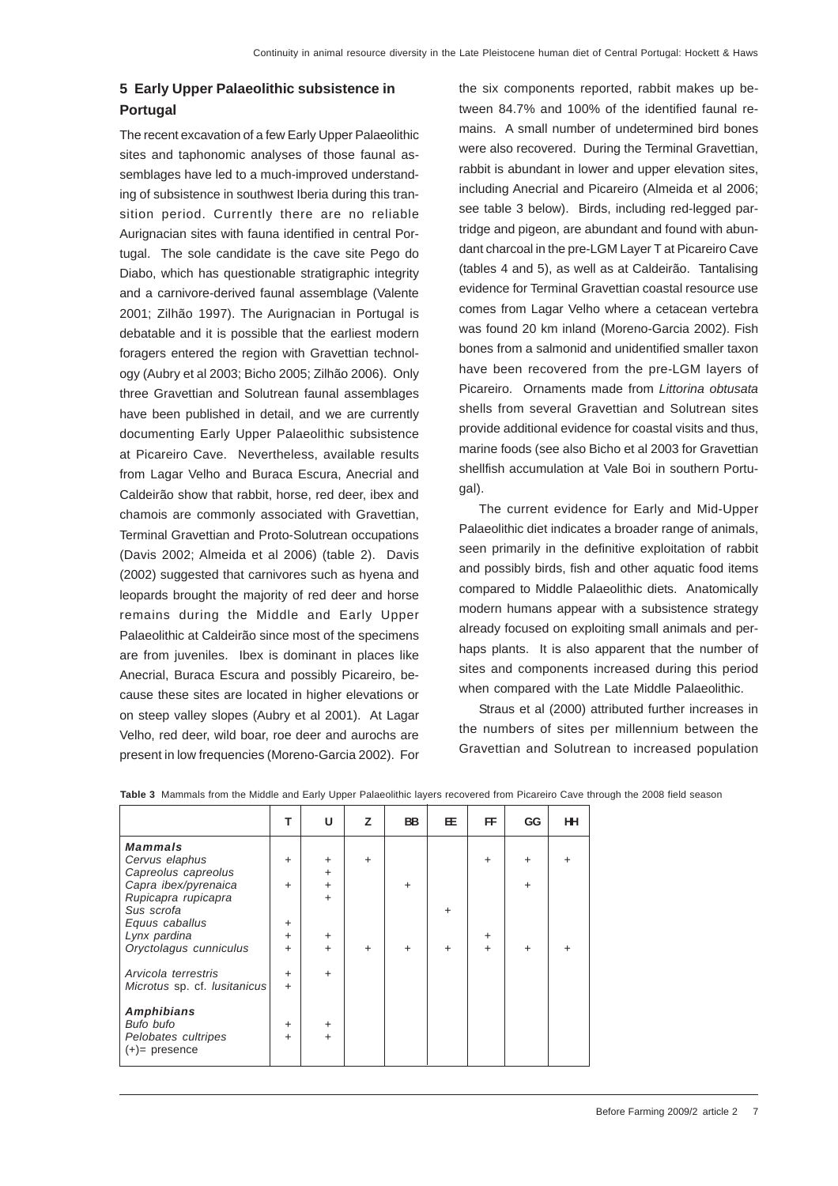## 5 Early Upper Palaeolithic subsistence in Portugal

The recent excavation of a few Early Upper Palaeolithic sites and taphonomic analyses of those faunal assemblages have led to a much-improved understanding of subsistence in southwest Iberia during this transition period. Currently there are no reliable Aurignacian sites with fauna identified in central Portugal. The sole candidate is the cave site Pego do Diabo, which has questionable stratigraphic integrity and a carnivore-derived faunal assemblage (Valente 2001; Zilhão 1997). The Aurignacian in Portugal is debatable and it is possible that the earliest modern foragers entered the region with Gravettian technology (Aubry et al 2003; Bicho 2005; Zilhão 2006). Only three Gravettian and Solutrean faunal assemblages have been published in detail, and we are currently documenting Early Upper Palaeolithic subsistence at Picareiro Cave. Nevertheless, available results from Lagar Velho and Buraca Escura, Anecrial and Caldeirão show that rabbit, horse, red deer, ibex and chamois are commonly associated with Gravettian, Terminal Gravettian and Proto-Solutrean occupations (Davis 2002; Almeida et al 2006) (table 2). Davis (2002) suggested that carnivores such as hyena and leopards brought the majority of red deer and horse remains during the Middle and Early Upper Palaeolithic at Caldeirão since most of the specimens are from juveniles. Ibex is dominant in places like Anecrial, Buraca Escura and possibly Picareiro, because these sites are located in higher elevations or on steep valley slopes (Aubry et al 2001). At Lagar Velho, red deer, wild boar, roe deer and aurochs are present in low frequencies (Moreno-Garcia 2002). For the six components reported, rabbit makes up between 84.7% and 100% of the identified faunal remains. A small number of undetermined bird bones were also recovered. During the Terminal Gravettian, rabbit is abundant in lower and upper elevation sites, including Anecrial and Picareiro (Almeida et al 2006; see table 3 below). Birds, including red-legged partridge and pigeon, are abundant and found with abundant charcoal in the pre-LGM Layer T at Picareiro Cave (tables 4 and 5), as well as at Caldeirão. Tantalising evidence for Terminal Gravettian coastal resource use comes from Lagar Velho where a cetacean vertebra was found 20 km inland (Moreno-Garcia 2002). Fish bones from a salmonid and unidentified smaller taxon have been recovered from the pre-LGM layers of Picareiro. Ornaments made from *Littorina obtusata* shells from several Gravettian and Solutrean sites provide additional evidence for coastal visits and thus, marine foods (see also Bicho et al 2003 for Gravettian shellfish accumulation at Vale Boi in southern Portugal).

The current evidence for Early and Mid-Upper Palaeolithic diet indicates a broader range of animals, seen primarily in the definitive exploitation of rabbit and possibly birds, fish and other aquatic food items compared to Middle Palaeolithic diets. Anatomically modern humans appear with a subsistence strategy already focused on exploiting small animals and perhaps plants. It is also apparent that the number of sites and components increased during this period when compared with the Late Middle Palaeolithic.

Straus et al (2000) attributed further increases in the numbers of sites per millennium between the Gravettian and Solutrean to increased population

**Table 3** Mammals from the Middle and Early Upper Palaeolithic layers recovered from Picareiro Cave through the 2008 field season

| | T | U | Z | BB | EE | FF | GG | HH |
|---|---|---|---|---|---|---|---|---|
| ***Mammals*** | | | | | | | | |
| *Cervus elaphus* | + | + | + | | | + | + | + |
| *Capreolus capreolus* | | + | | | | | | |
| *Capra ibex/pyrenaica* | + | + | | + | | | + | |
| *Rupicapra rupicapra* | | + | | | | | | |
| *Sus scrofa* | | | | | + | | | |
| *Equus caballus* | + | | | | | | | |
| *Lynx pardina* | + | + | | | | + | | |
| *Oryctolagus cunniculus* | + | + | + | + | + | + | + | + |
| *Arvicola terrestris* | + | + | | | | | | |
| *Microtus* sp. cf. *lusitanicus* | + | | | | | | | |
| ***Amphibians*** | | | | | | | | |
| *Bufo bufo* | + | + | | | | | | |
| *Pelobates cultripes* | + | + | | | | | | |
| (+)= presence | | | | | | | | |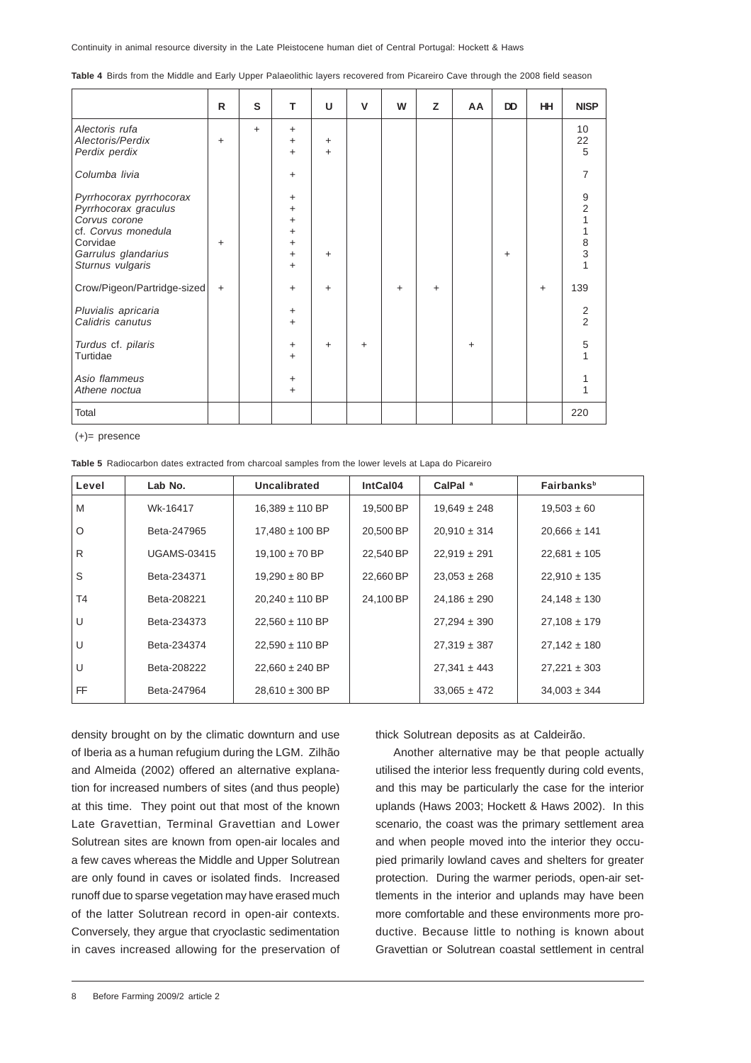**Table 4** Birds from the Middle and Early Upper Palaeolithic layers recovered from Picareiro Cave through the 2008 field season

| | R | S | T | U | V | W | Z | AA | DD | HH | NISP |
|---|---|---|---|---|---|---|---|---|---|---|---|
| *Alectoris rufa* | | + | + | | | | | | | | 10 |
| *Alectoris/Perdix* | + | | + | + | | | | | | | 22 |
| *Perdix perdix* | | | + | + | | | | | | | 5 |
| *Columba livia* | | | + | | | | | | | | 7 |
| *Pyrrhocorax pyrrhocorax* | | | + | | | | | | | | 9 |
| *Pyrrhocorax graculus* | | | + | | | | | | | | 2 |
| *Corvus corone* | | | + | | | | | | | | 1 |
| cf. *Corvus monedula* | | | + | | | | | | | | 1 |
| Corvidae | + | | + | | | | | | | | 8 |
| *Garrulus glandarius* | | | + | + | | | | | + | | 3 |
| *Sturnus vulgaris* | | | + | | | | | | | | 1 |
| Crow/Pigeon/Partridge-sized | + | | + | + | | + | + | | | + | 139 |
| *Pluvialis apricaria* | | | + | | | | | | | | 2 |
| *Calidris canutus* | | | + | | | | | | | | 2 |
| *Turdus* cf. *pilaris* | | | + | + | + | | | + | | | 5 |
| Turtidae | | | + | | | | | | | | 1 |
| *Asio flammeus* | | | + | | | | | | | | 1 |
| *Athene noctua* | | | + | | | | | | | | 1 |
| Total | | | | | | | | | | | 220 |

(+)= presence

**Table 5** Radiocarbon dates extracted from charcoal samples from the lower levels at Lapa do Picareiro

| Level | Lab No. | Uncalibrated | IntCal04 | CalPal [a] | Fairbanks[b] |
|---|---|---|---|---|---|
| M | Wk-16417 | 16,389 ± 110 BP | 19,500 BP | 19,649 ± 248 | 19,503 ± 60 |
| O | Beta-247965 | 17,480 ± 100 BP | 20,500 BP | 20,910 ± 314 | 20,666 ± 141 |
| R | UGAMS-03415 | 19,100 ± 70 BP | 22,540 BP | 22,919 ± 291 | 22,681 ± 105 |
| S | Beta-234371 | 19,290 ± 80 BP | 22,660 BP | 23,053 ± 268 | 22,910 ± 135 |
| T4 | Beta-208221 | 20,240 ± 110 BP | 24,100 BP | 24,186 ± 290 | 24,148 ± 130 |
| U | Beta-234373 | 22,560 ± 110 BP | | 27,294 ± 390 | 27,108 ± 179 |
| U | Beta-234374 | 22,590 ± 110 BP | | 27,319 ± 387 | 27,142 ± 180 |
| U | Beta-208222 | 22,660 ± 240 BP | | 27,341 ± 443 | 27,221 ± 303 |
| FF | Beta-247964 | 28,610 ± 300 BP | | 33,065 ± 472 | 34,003 ± 344 |

density brought on by the climatic downturn and use of Iberia as a human refugium during the LGM. Zilhão and Almeida (2002) offered an alternative explanation for increased numbers of sites (and thus people) at this time. They point out that most of the known Late Gravettian, Terminal Gravettian and Lower Solutrean sites are known from open-air locales and a few caves whereas the Middle and Upper Solutrean are only found in caves or isolated finds. Increased runoff due to sparse vegetation may have erased much of the latter Solutrean record in open-air contexts. Conversely, they argue that cryoclastic sedimentation in caves increased allowing for the preservation of thick Solutrean deposits as at Caldeirão.

Another alternative may be that people actually utilised the interior less frequently during cold events, and this may be particularly the case for the interior uplands (Haws 2003; Hockett & Haws 2002). In this scenario, the coast was the primary settlement area and when people moved into the interior they occupied primarily lowland caves and shelters for greater protection. During the warmer periods, open-air settlements in the interior and uplands may have been more comfortable and these environments more productive. Because little to nothing is known about Gravettian or Solutrean coastal settlement in central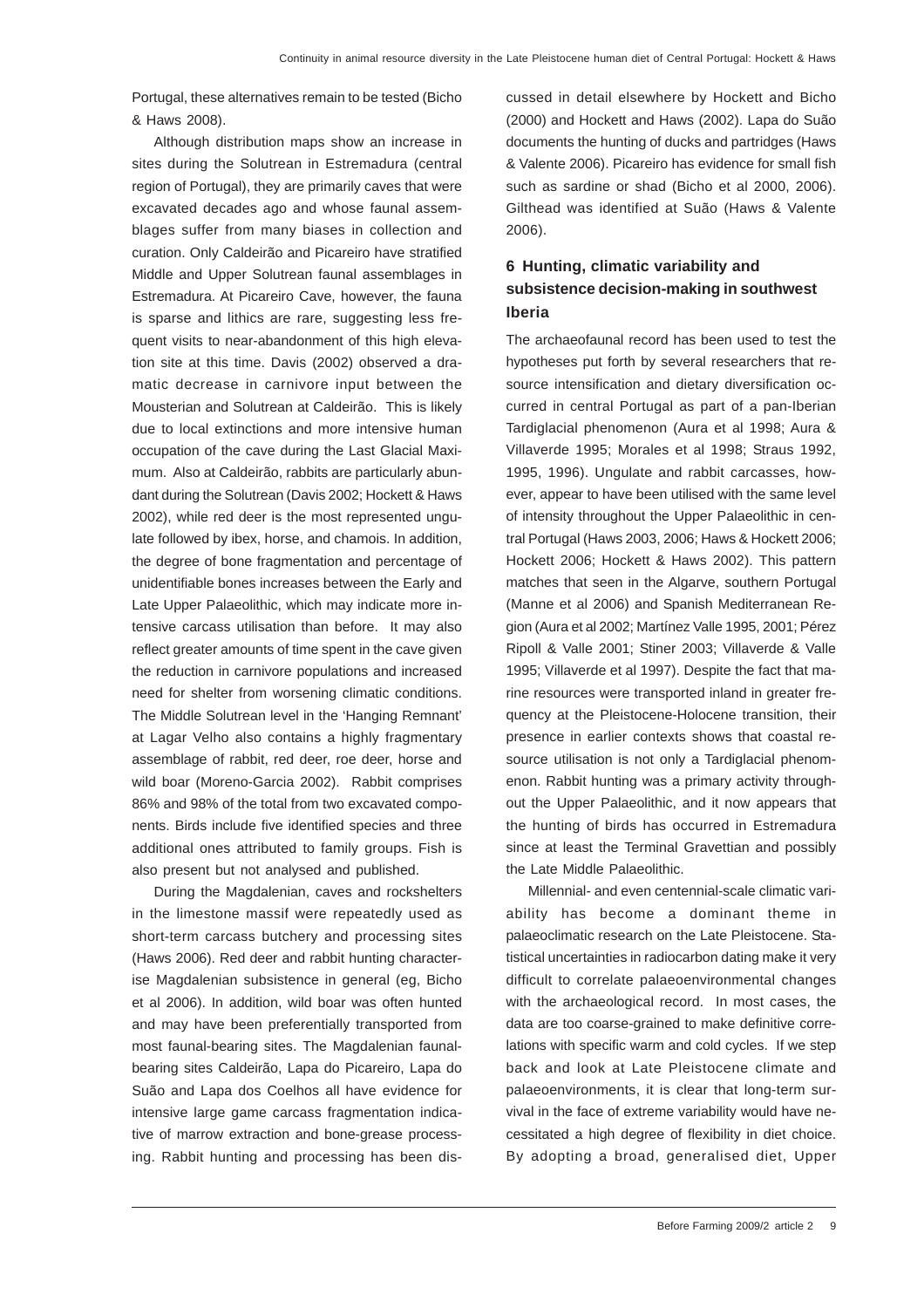Portugal, these alternatives remain to be tested (Bicho & Haws 2008).

Although distribution maps show an increase in sites during the Solutrean in Estremadura (central region of Portugal), they are primarily caves that were excavated decades ago and whose faunal assemblages suffer from many biases in collection and curation. Only Caldeirão and Picareiro have stratified Middle and Upper Solutrean faunal assemblages in Estremadura. At Picareiro Cave, however, the fauna is sparse and lithics are rare, suggesting less frequent visits to near-abandonment of this high elevation site at this time. Davis (2002) observed a dramatic decrease in carnivore input between the Mousterian and Solutrean at Caldeirão. This is likely due to local extinctions and more intensive human occupation of the cave during the Last Glacial Maximum. Also at Caldeirão, rabbits are particularly abundant during the Solutrean (Davis 2002; Hockett & Haws 2002), while red deer is the most represented ungulate followed by ibex, horse, and chamois. In addition, the degree of bone fragmentation and percentage of unidentifiable bones increases between the Early and Late Upper Palaeolithic, which may indicate more intensive carcass utilisation than before. It may also reflect greater amounts of time spent in the cave given the reduction in carnivore populations and increased need for shelter from worsening climatic conditions. The Middle Solutrean level in the 'Hanging Remnant' at Lagar Velho also contains a highly fragmentary assemblage of rabbit, red deer, roe deer, horse and wild boar (Moreno-Garcia 2002). Rabbit comprises 86% and 98% of the total from two excavated components. Birds include five identified species and three additional ones attributed to family groups. Fish is also present but not analysed and published.

During the Magdalenian, caves and rockshelters in the limestone massif were repeatedly used as short-term carcass butchery and processing sites (Haws 2006). Red deer and rabbit hunting characterise Magdalenian subsistence in general (eg, Bicho et al 2006). In addition, wild boar was often hunted and may have been preferentially transported from most faunal-bearing sites. The Magdalenian faunal-bearing sites Caldeirão, Lapa do Picareiro, Lapa do Suão and Lapa dos Coelhos all have evidence for intensive large game carcass fragmentation indicative of marrow extraction and bone-grease processing. Rabbit hunting and processing has been discussed in detail elsewhere by Hockett and Bicho (2000) and Hockett and Haws (2002). Lapa do Suão documents the hunting of ducks and partridges (Haws & Valente 2006). Picareiro has evidence for small fish such as sardine or shad (Bicho et al 2000, 2006). Gilthead was identified at Suão (Haws & Valente 2006).

## 6 Hunting, climatic variability and subsistence decision-making in southwest Iberia

The archaeofaunal record has been used to test the hypotheses put forth by several researchers that resource intensification and dietary diversification occurred in central Portugal as part of a pan-Iberian Tardiglacial phenomenon (Aura et al 1998; Aura & Villaverde 1995; Morales et al 1998; Straus 1992, 1995, 1996). Ungulate and rabbit carcasses, however, appear to have been utilised with the same level of intensity throughout the Upper Palaeolithic in central Portugal (Haws 2003, 2006; Haws & Hockett 2006; Hockett 2006; Hockett & Haws 2002). This pattern matches that seen in the Algarve, southern Portugal (Manne et al 2006) and Spanish Mediterranean Region (Aura et al 2002; Martínez Valle 1995, 2001; Pérez Ripoll & Valle 2001; Stiner 2003; Villaverde & Valle 1995; Villaverde et al 1997). Despite the fact that marine resources were transported inland in greater frequency at the Pleistocene-Holocene transition, their presence in earlier contexts shows that coastal resource utilisation is not only a Tardiglacial phenomenon. Rabbit hunting was a primary activity throughout the Upper Palaeolithic, and it now appears that the hunting of birds has occurred in Estremadura since at least the Terminal Gravettian and possibly the Late Middle Palaeolithic.

Millennial- and even centennial-scale climatic variability has become a dominant theme in palaeoclimatic research on the Late Pleistocene. Statistical uncertainties in radiocarbon dating make it very difficult to correlate palaeoenvironmental changes with the archaeological record. In most cases, the data are too coarse-grained to make definitive correlations with specific warm and cold cycles. If we step back and look at Late Pleistocene climate and palaeoenvironments, it is clear that long-term survival in the face of extreme variability would have necessitated a high degree of flexibility in diet choice. By adopting a broad, generalised diet, Upper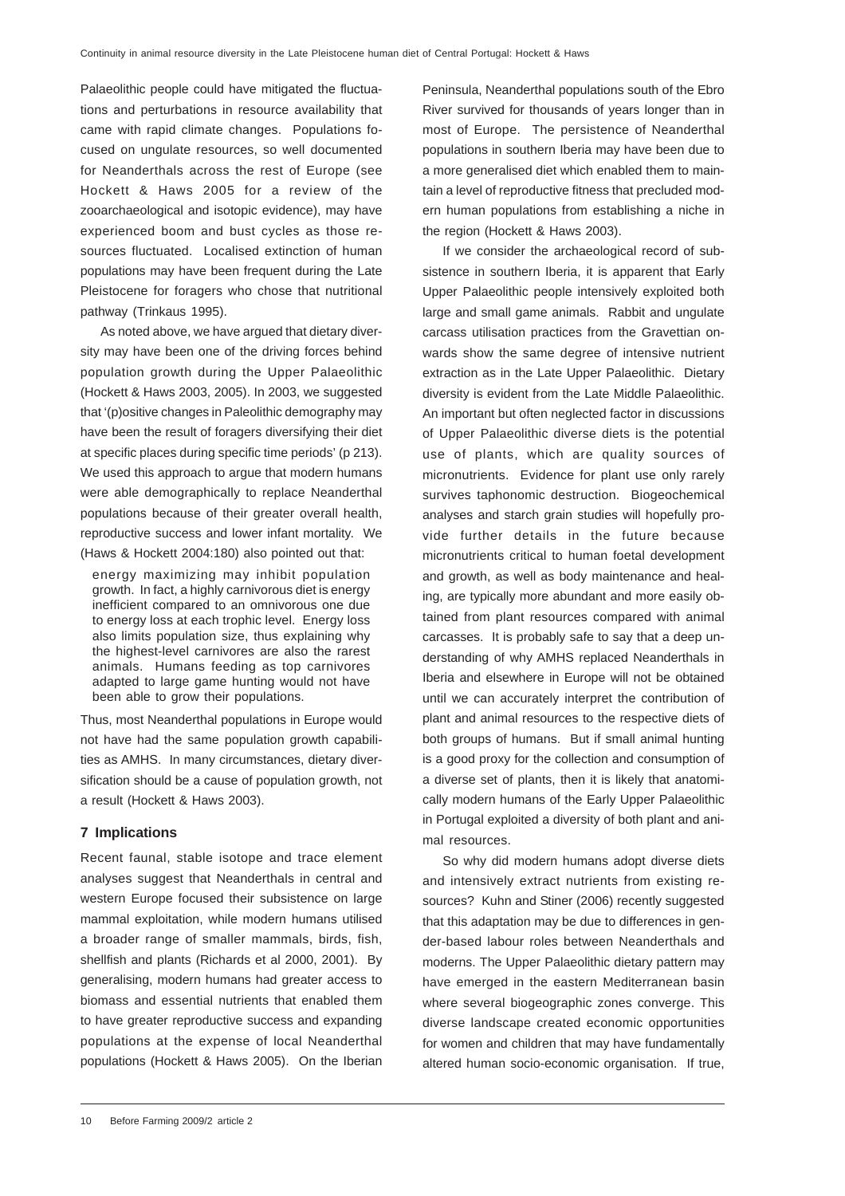Palaeolithic people could have mitigated the fluctuations and perturbations in resource availability that came with rapid climate changes. Populations focused on ungulate resources, so well documented for Neanderthals across the rest of Europe (see Hockett & Haws 2005 for a review of the zooarchaeological and isotopic evidence), may have experienced boom and bust cycles as those resources fluctuated. Localised extinction of human populations may have been frequent during the Late Pleistocene for foragers who chose that nutritional pathway (Trinkaus 1995).

As noted above, we have argued that dietary diversity may have been one of the driving forces behind population growth during the Upper Palaeolithic (Hockett & Haws 2003, 2005). In 2003, we suggested that '(p)ositive changes in Paleolithic demography may have been the result of foragers diversifying their diet at specific places during specific time periods' (p 213). We used this approach to argue that modern humans were able demographically to replace Neanderthal populations because of their greater overall health, reproductive success and lower infant mortality. We (Haws & Hockett 2004:180) also pointed out that:

> energy maximizing may inhibit population growth. In fact, a highly carnivorous diet is energy inefficient compared to an omnivorous one due to energy loss at each trophic level. Energy loss also limits population size, thus explaining why the highest-level carnivores are also the rarest animals. Humans feeding as top carnivores adapted to large game hunting would not have been able to grow their populations.

Thus, most Neanderthal populations in Europe would not have had the same population growth capabilities as AMHS. In many circumstances, dietary diversification should be a cause of population growth, not a result (Hockett & Haws 2003).

## 7 Implications

Recent faunal, stable isotope and trace element analyses suggest that Neanderthals in central and western Europe focused their subsistence on large mammal exploitation, while modern humans utilised a broader range of smaller mammals, birds, fish, shellfish and plants (Richards et al 2000, 2001). By generalising, modern humans had greater access to biomass and essential nutrients that enabled them to have greater reproductive success and expanding populations at the expense of local Neanderthal populations (Hockett & Haws 2005). On the Iberian Peninsula, Neanderthal populations south of the Ebro River survived for thousands of years longer than in most of Europe. The persistence of Neanderthal populations in southern Iberia may have been due to a more generalised diet which enabled them to maintain a level of reproductive fitness that precluded modern human populations from establishing a niche in the region (Hockett & Haws 2003).

If we consider the archaeological record of subsistence in southern Iberia, it is apparent that Early Upper Palaeolithic people intensively exploited both large and small game animals. Rabbit and ungulate carcass utilisation practices from the Gravettian onwards show the same degree of intensive nutrient extraction as in the Late Upper Palaeolithic. Dietary diversity is evident from the Late Middle Palaeolithic. An important but often neglected factor in discussions of Upper Palaeolithic diverse diets is the potential use of plants, which are quality sources of micronutrients. Evidence for plant use only rarely survives taphonomic destruction. Biogeochemical analyses and starch grain studies will hopefully provide further details in the future because micronutrients critical to human foetal development and growth, as well as body maintenance and healing, are typically more abundant and more easily obtained from plant resources compared with animal carcasses. It is probably safe to say that a deep understanding of why AMHS replaced Neanderthals in Iberia and elsewhere in Europe will not be obtained until we can accurately interpret the contribution of plant and animal resources to the respective diets of both groups of humans. But if small animal hunting is a good proxy for the collection and consumption of a diverse set of plants, then it is likely that anatomically modern humans of the Early Upper Palaeolithic in Portugal exploited a diversity of both plant and animal resources.

So why did modern humans adopt diverse diets and intensively extract nutrients from existing resources? Kuhn and Stiner (2006) recently suggested that this adaptation may be due to differences in gender-based labour roles between Neanderthals and moderns. The Upper Palaeolithic dietary pattern may have emerged in the eastern Mediterranean basin where several biogeographic zones converge. This diverse landscape created economic opportunities for women and children that may have fundamentally altered human socio-economic organisation. If true,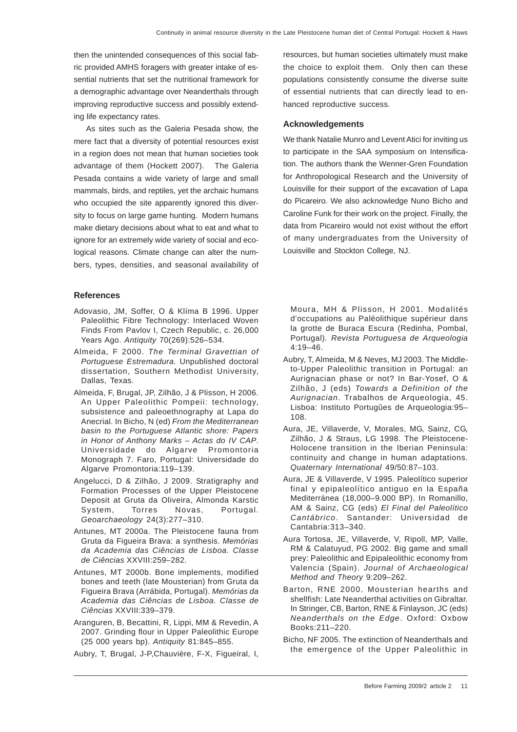then the unintended consequences of this social fabric provided AMHS foragers with greater intake of essential nutrients that set the nutritional framework for a demographic advantage over Neanderthals through improving reproductive success and possibly extending life expectancy rates.

As sites such as the Galeria Pesada show, the mere fact that a diversity of potential resources exist in a region does not mean that human societies took advantage of them (Hockett 2007). The Galeria Pesada contains a wide variety of large and small mammals, birds, and reptiles, yet the archaic humans who occupied the site apparently ignored this diversity to focus on large game hunting. Modern humans make dietary decisions about what to eat and what to ignore for an extremely wide variety of social and ecological reasons. Climate change can alter the numbers, types, densities, and seasonal availability of resources, but human societies ultimately must make the choice to exploit them. Only then can these populations consistently consume the diverse suite of essential nutrients that can directly lead to enhanced reproductive success.

## Acknowledgements

We thank Natalie Munro and Levent Atici for inviting us to participate in the SAA symposium on Intensification. The authors thank the Wenner-Gren Foundation for Anthropological Research and the University of Louisville for their support of the excavation of Lapa do Picareiro. We also acknowledge Nuno Bicho and Caroline Funk for their work on the project. Finally, the data from Picareiro would not exist without the effort of many undergraduates from the University of Louisville and Stockton College, NJ.

## References

Adovasio, JM, Soffer, O & Klíma B 1996. Upper Paleolithic Fibre Technology: Interlaced Woven Finds From Pavlov I, Czech Republic, c. 26,000 Years Ago. *Antiquity* 70(269):526–534.

Almeida, F 2000. *The Terminal Gravettian of Portuguese Estremadura.* Unpublished doctoral dissertation, Southern Methodist University, Dallas, Texas.

Almeida, F, Brugal, JP, Zilhão, J & Plisson, H 2006. An Upper Paleolithic Pompeii: technology, subsistence and paleoethnography at Lapa do Anecrial. In Bicho, N (ed) *From the Mediterranean basin to the Portuguese Atlantic shore: Papers in Honor of Anthony Marks – Actas do IV CAP*. Universidade do Algarve Promontoria Monograph 7. Faro, Portugal: Universidade do Algarve Promontoria:119–139.

Angelucci, D & Zilhão, J 2009. Stratigraphy and Formation Processes of the Upper Pleistocene Deposit at Gruta da Oliveira, Almonda Karstic System, Torres Novas, Portugal. *Geoarchaeology* 24(3):277–310.

Antunes, MT 2000a. The Pleistocene fauna from Gruta da Figueira Brava: a synthesis. *Memórias da Academia das Ciências de Lisboa. Classe de Ciências* XXVIII:259–282.

Antunes, MT 2000b. Bone implements, modified bones and teeth (late Mousterian) from Gruta da Figueira Brava (Arrábida, Portugal). *Memórias da Academia das Ciências de Lisboa. Classe de Ciências* XXVIII:339–379.

Aranguren, B, Becattini, R, Lippi, MM & Revedin, A 2007. Grinding flour in Upper Paleolithic Europe (25 000 years bp). *Antiquity* 81:845–855.

Aubry, T, Brugal, J-P,Chauvière, F-X, Figueiral, I, Moura, MH & Plisson, H 2001. Modalités d'occupations au Paléolithique supérieur dans la grotte de Buraca Escura (Redinha, Pombal, Portugal). *Revista Portuguesa de Arqueologia* 4:19–46.

Aubry, T, Almeida, M & Neves, MJ 2003. The Middle-to-Upper Paleolithic transition in Portugal: an Aurignacian phase or not? In Bar-Yosef, O & Zilhão, J (eds) *Towards a Definition of the Aurignacian*. Trabalhos de Arqueologia, 45. Lisboa: Instituto Portugûes de Arqueologia:95–108.

Aura, JE, Villaverde, V, Morales, MG, Sainz, CG, Zilhão, J & Straus, LG 1998. The Pleistocene-Holocene transition in the Iberian Peninsula: continuity and change in human adaptations. *Quaternary International* 49/50:87–103.

Aura, JE & Villaverde, V 1995. Paleolítico superior final y epipaleolítico antiguo en la España Mediterránea (18,000–9.000 BP). In Romanillo, AM & Sainz, CG (eds) *El Final del Paleolítico Cantábrico*. Santander: Universidad de Cantabria:313–340.

Aura Tortosa, JE, Villaverde, V, Ripoll, MP, Valle, RM & Calatuyud, PG 2002. Big game and small prey: Paleolithic and Epipaleolithic economy from Valencia (Spain). *Journal of Archaeological Method and Theory* 9:209–262.

Barton, RNE 2000. Mousterian hearths and shellfish: Late Neanderthal activities on Gibraltar. In Stringer, CB, Barton, RNE & Finlayson, JC (eds) *Neanderthals on the Edge*. Oxford: Oxbow Books:211–220.

Bicho, NF 2005. The extinction of Neanderthals and the emergence of the Upper Paleolithic in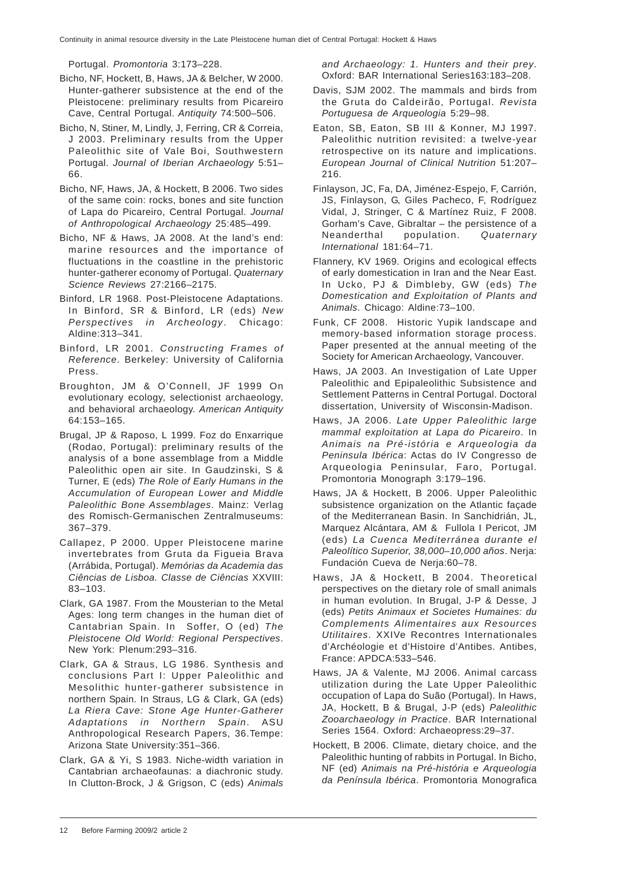Portugal. *Promontoria* 3:173–228.

Bicho, NF, Hockett, B, Haws, JA & Belcher, W 2000. Hunter-gatherer subsistence at the end of the Pleistocene: preliminary results from Picareiro Cave, Central Portugal. *Antiquity* 74:500–506.

Bicho, N, Stiner, M, Lindly, J, Ferring, CR & Correia, J 2003. Preliminary results from the Upper Paleolithic site of Vale Boi, Southwestern Portugal. *Journal of Iberian Archaeology* 5:51–66.

Bicho, NF, Haws, JA, & Hockett, B 2006. Two sides of the same coin: rocks, bones and site function of Lapa do Picareiro, Central Portugal. *Journal of Anthropological Archaeology* 25:485–499.

Bicho, NF & Haws, JA 2008. At the land's end: marine resources and the importance of fluctuations in the coastline in the prehistoric hunter-gatherer economy of Portugal. *Quaternary Science Reviews* 27:2166–2175.

Binford, LR 1968. Post-Pleistocene Adaptations. In Binford, SR & Binford, LR (eds) *New Perspectives in Archeology*. Chicago: Aldine:313–341.

Binford, LR 2001. *Constructing Frames of Reference*. Berkeley: University of California Press.

Broughton, JM & O'Connell, JF 1999 On evolutionary ecology, selectionist archaeology, and behavioral archaeology. *American Antiquity* 64:153–165.

Brugal, JP & Raposo, L 1999. Foz do Enxarrique (Rodao, Portugal): preliminary results of the analysis of a bone assemblage from a Middle Paleolithic open air site. In Gaudzinski, S & Turner, E (eds) *The Role of Early Humans in the Accumulation of European Lower and Middle Paleolithic Bone Assemblages*. Mainz: Verlag des Romisch-Germanischen Zentralmuseums: 367–379.

Callapez, P 2000. Upper Pleistocene marine invertebrates from Gruta da Figueia Brava (Arrábida, Portugal). *Memórias da Academia das Ciências de Lisboa. Classe de Ciências* XXVIII: 83–103.

Clark, GA 1987. From the Mousterian to the Metal Ages: long term changes in the human diet of Cantabrian Spain. In Soffer, O (ed) *The Pleistocene Old World: Regional Perspectives*. New York: Plenum:293–316.

Clark, GA & Straus, LG 1986. Synthesis and conclusions Part I: Upper Paleolithic and Mesolithic hunter-gatherer subsistence in northern Spain. In Straus, LG & Clark, GA (eds) *La Riera Cave: Stone Age Hunter-Gatherer Adaptations in Northern Spain*. ASU Anthropological Research Papers, 36.Tempe: Arizona State University:351–366.

Clark, GA & Yi, S 1983. Niche-width variation in Cantabrian archaeofaunas: a diachronic study. In Clutton-Brock, J & Grigson, C (eds) *Animals and Archaeology: 1. Hunters and their prey*. Oxford: BAR International Series163:183–208.

Davis, SJM 2002. The mammals and birds from the Gruta do Caldeirão, Portugal. *Revista Portuguesa de Arqueologia* 5:29–98.

Eaton, SB, Eaton, SB III & Konner, MJ 1997. Paleolithic nutrition revisited: a twelve-year retrospective on its nature and implications. *European Journal of Clinical Nutrition* 51:207–216.

Finlayson, JC, Fa, DA, Jiménez-Espejo, F, Carrión, JS, Finlayson, G, Giles Pacheco, F, Rodríguez Vidal, J, Stringer, C & Martínez Ruiz, F 2008. Gorham's Cave, Gibraltar – the persistence of a Neanderthal population. *Quaternary International* 181:64–71.

Flannery, KV 1969. Origins and ecological effects of early domestication in Iran and the Near East. In Ucko, PJ & Dimbleby, GW (eds) *The Domestication and Exploitation of Plants and Animals*. Chicago: Aldine:73–100.

Funk, CF 2008. Historic Yupik landscape and memory-based information storage process. Paper presented at the annual meeting of the Society for American Archaeology, Vancouver.

Haws, JA 2003. An Investigation of Late Upper Paleolithic and Epipaleolithic Subsistence and Settlement Patterns in Central Portugal. Doctoral dissertation, University of Wisconsin-Madison.

Haws, JA 2006. *Late Upper Paleolithic large mammal exploitation at Lapa do Picareiro*. In *Animais na Pré-istória e Arqueologia da Peninsula Ibérica*: Actas do IV Congresso de Arqueologia Peninsular, Faro, Portugal. Promontoria Monograph 3:179–196.

Haws, JA & Hockett, B 2006. Upper Paleolithic subsistence organization on the Atlantic façade of the Mediterranean Basin. In Sanchidrián, JL, Marquez Alcántara, AM & Fullola I Pericot, JM (eds) *La Cuenca Mediterránea durante el Paleolítico Superior, 38,000–10,000 años*. Nerja: Fundación Cueva de Nerja:60–78.

Haws, JA & Hockett, B 2004. Theoretical perspectives on the dietary role of small animals in human evolution. In Brugal, J-P & Desse, J (eds) *Petits Animaux et Societes Humaines: du Complements Alimentaires aux Resources Utilitaires*. XXIVe Recontres Internationales d'Archéologie et d'Histoire d'Antibes. Antibes, France: APDCA:533–546.

Haws, JA & Valente, MJ 2006. Animal carcass utilization during the Late Upper Paleolithic occupation of Lapa do Suão (Portugal). In Haws, JA, Hockett, B & Brugal, J-P (eds) *Paleolithic Zooarchaeology in Practice*. BAR International Series 1564. Oxford: Archaeopress:29–37.

Hockett, B 2006. Climate, dietary choice, and the Paleolithic hunting of rabbits in Portugal. In Bicho, NF (ed) *Animais na Pré-história e Arqueologia da Península Ibérica*. Promontoria Monografica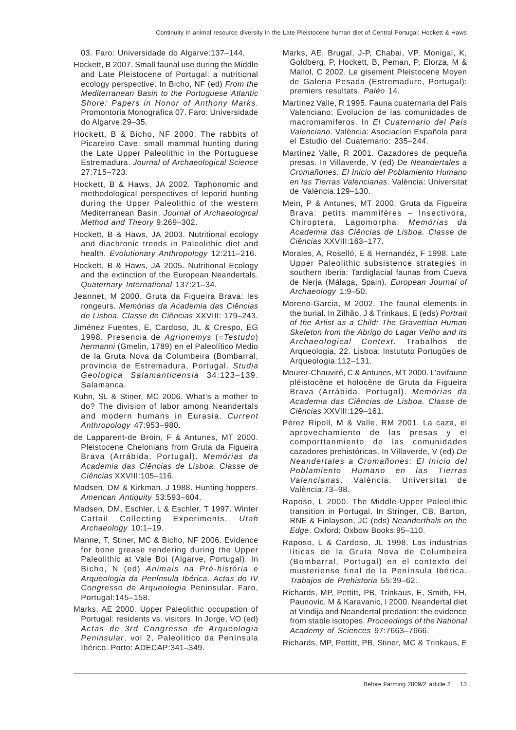03. Faro: Universidade do Algarve:137–144.

Hockett, B 2007. Small faunal use during the Middle and Late Pleistocene of Portugal: a nutritional ecology perspective. In Bicho, NF (ed) *From the Mediterranean Basin to the Portuguese Atlantic Shore: Papers in Honor of Anthony Marks*. Promontoria Monografica 07. Faro: Universidade do Algarve:29–35.

Hockett, B & Bicho, NF 2000. The rabbits of Picareiro Cave: small mammal hunting during the Late Upper Paleolithic in the Portuguese Estremadura. *Journal of Archaeological Science* 27:715–723.

Hockett, B & Haws, JA 2002. Taphonomic and methodological perspectives of leporid hunting during the Upper Paleolithic of the western Mediterranean Basin. *Journal of Archaeological Method and Theory* 9:269–302.

Hockett, B & Haws, JA 2003. Nutritional ecology and diachronic trends in Paleolithic diet and health. *Evolutionary Anthropology* 12:211–216.

Hockett, B & Haws, JA 2005. Nutritional Ecology and the extinction of the European Neandertals. *Quaternary International* 137:21–34.

Jeannet, M 2000. Gruta da Figueira Brava: les rongeurs. *Memórias da Academia das Ciências de Lisboa. Classe de Ciências* XXVIII: 179–243.

Jiménez Fuentes, E, Cardoso, JL & Crespo, EG 1998. Presencia de *Agrionemys* (=*Testudo*) *hermanni* (Gmelin, 1789) en el Paleolítico Medio de la Gruta Nova da Columbeira (Bombarral, provincia de Estremadura, Portugal. *Studia Geologica Salamanticensia* 34:123–139. Salamanca.

Kuhn, SL & Stiner, MC 2006. What's a mother to do? The division of labor among Neandertals and modern humans in Eurasia. *Current Anthropology* 47:953–980.

de Lapparent-de Broin, F & Antunes, MT 2000. Pleistocene Chelonians from Gruta da Figueira Brava (Arrábida, Portugal). *Memórias da Academia das Ciências de Lisboa. Classe de Ciências* XXVIII:105–116.

Madsen, DM & Kirkman, J 1988. Hunting hoppers. *American Antiquity* 53:593–604.

Madsen, DM, Eschler, L & Eschler, T 1997. Winter Cattail Collecting Experiments. *Utah Archaeology* 10:1–19.

Manne, T, Stiner, MC & Bicho, NF 2006. Evidence for bone grease rendering during the Upper Paleolithic at Vale Boi (Algarve, Portugal). In Bicho, N (ed) *Animais na Pré-história e Arqueologia da Península Ibérica. Actas do IV Congresso de Arqueologia* Peninsular. Faro, Portugal:145–158.

Marks, AE 2000. Upper Paleolithic occupation of Portugal: residents vs. visitors. In Jorge, VO (ed) *Actas de 3rd Congresso de Arqueologia Peninsular*, vol 2, Paleolítico da Península Ibérico. Porto: ADECAP:341–349.

Marks, AE, Brugal, J-P, Chabai, VP, Monigal, K, Goldberg, P, Hockett, B, Peman, P, Elorza, M & Mallol, C 2002. Le gisement Pleistocene Moyen de Galeria Pesada (Estremadure, Portugal): premiers resultats. *Paléo* 14.

Martínez Valle, R 1995. Fauna cuaternaria del País Valenciano: Evolucíon de las comunidades de macromamíferos. In *El Cuaternario del País Valenciano*. València: Asociacíon Española para el Estudio del Cuaternario: 235–244.

Martínez Valle, R 2001. Cazadores de pequeña presas. In Villaverde, V (ed) *De Neandertales a Cromañones: El Inicio del Poblamiento Humano en las Tierras Valencianas*. València: Universitat de València:129–130.

Mein, P & Antunes, MT 2000. Gruta da Figueira Brava: petits mammifères – Insectivora, Chiroptera, Lagomorpha. *Memórias da Academia das Ciências de Lisboa. Classe de Ciências* XXVIII:163–177.

Morales, A, Roselló, E & Hernandéz, F 1998. Late Upper Paleolithic subsistence strategies in southern Iberia: Tardiglacial faunas from Cueva de Nerja (Málaga, Spain). *European Journal of Archaeology* 1:9–50.

Moreno-Garcia, M 2002. The faunal elements in the burial. In Zilhão, J & Trinkaus, E (eds) *Portrait of the Artist as a Child: The Gravettian Human Skeleton from the Abrigo do Lagar Velho and its Archaeological Context*. Trabalhos de Arqueologia, 22. Lisboa: Instututo Portugûes de Arqueologia:112–131.

Mourer-Chauviré, C & Antunes, MT 2000. L'avifaune pléistocène et holocène de Gruta da Figueira Brava (Arrábida, Portugal). *Memórias da Academia das Ciências de Lisboa. Classe de Ciências* XXVIII:129–161.

Pérez Ripoll, M & Valle, RM 2001. La caza, el aprovechamiento de las presas y el comporttanmiento de las comunidades cazadores prehistóricas. In Villaverde, V (ed) *De Neandertales a Cromañones: El Inicio del Poblamiento Humano en las Tierras Valencianas*. València: Universitat de València:73–98.

Raposo, L 2000. The Middle-Upper Paleolithic transition in Portugal. In Stringer, CB, Barton, RNE & Finlayson, JC (eds) *Neanderthals on the Edge*. Oxford: Oxbow Books:95–110.

Raposo, L & Cardoso, JL 1998. Las industrias líticas de la Gruta Nova de Columbeira (Bombarral, Portugal) en el contexto del musteriense final de la Península Ibérica. *Trabajos de Prehistoria* 55:39–62.

Richards, MP, Pettitt, PB, Trinkaus, E, Smith, FH, Paunovic, M & Karavanic, I 2000. Neandertal diet at Vindija and Neandertal predation: the evidence from stable isotopes. *Proceedings of the National Academy of Sciences* 97:7663–7666.

Richards, MP, Pettitt, PB, Stiner, MC & Trinkaus, E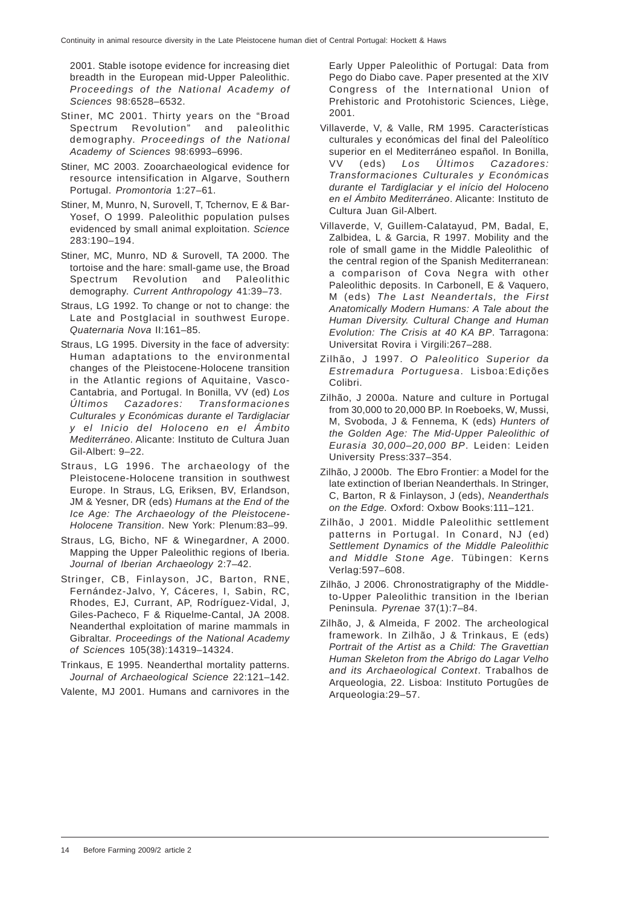2001. Stable isotope evidence for increasing diet breadth in the European mid-Upper Paleolithic. *Proceedings of the National Academy of Sciences* 98:6528–6532.

Stiner, MC 2001. Thirty years on the "Broad Spectrum Revolution" and paleolithic demography. *Proceedings of the National Academy of Sciences* 98:6993–6996.

Stiner, MC 2003. Zooarchaeological evidence for resource intensification in Algarve, Southern Portugal. *Promontoria* 1:27–61.

Stiner, M, Munro, N, Surovell, T, Tchernov, E & Bar-Yosef, O 1999. Paleolithic population pulses evidenced by small animal exploitation. *Science* 283:190–194.

Stiner, MC, Munro, ND & Surovell, TA 2000. The tortoise and the hare: small-game use, the Broad Spectrum Revolution and Paleolithic demography. *Current Anthropology* 41:39–73.

Straus, LG 1992. To change or not to change: the Late and Postglacial in southwest Europe. *Quaternaria Nova* II:161–85.

Straus, LG 1995. Diversity in the face of adversity: Human adaptations to the environmental changes of the Pleistocene-Holocene transition in the Atlantic regions of Aquitaine, Vasco-Cantabria, and Portugal. In Bonilla, VV (ed) *Los Últimos Cazadores: Transformaciones Culturales y Económicas durante el Tardiglaciar y el Inicio del Holoceno en el Ámbito Mediterráneo*. Alicante: Instituto de Cultura Juan Gil-Albert: 9–22.

Straus, LG 1996. The archaeology of the Pleistocene-Holocene transition in southwest Europe. In Straus, LG, Eriksen, BV, Erlandson, JM & Yesner, DR (eds) *Humans at the End of the Ice Age: The Archaeology of the Pleistocene-Holocene Transition*. New York: Plenum:83–99.

Straus, LG, Bicho, NF & Winegardner, A 2000. Mapping the Upper Paleolithic regions of Iberia. *Journal of Iberian Archaeology* 2:7–42.

Stringer, CB, Finlayson, JC, Barton, RNE, Fernández-Jalvo, Y, Cáceres, I, Sabin, RC, Rhodes, EJ, Currant, AP, Rodríguez-Vidal, J, Giles-Pacheco, F & Riquelme-Cantal, JA 2008. Neanderthal exploitation of marine mammals in Gibraltar. *Proceedings of the National Academy of Sciences* 105(38):14319–14324.

Trinkaus, E 1995. Neanderthal mortality patterns. *Journal of Archaeological Science* 22:121–142.

Valente, MJ 2001. Humans and carnivores in the Early Upper Paleolithic of Portugal: Data from Pego do Diabo cave. Paper presented at the XIV Congress of the International Union of Prehistoric and Protohistoric Sciences, Liège, 2001.

Villaverde, V, & Valle, RM 1995. Características culturales y económicas del final del Paleolítico superior en el Mediterráneo español. In Bonilla, VV (eds) *Los Últimos Cazadores: Transformaciones Culturales y Económicas durante el Tardiglaciar y el início del Holoceno en el Ámbito Mediterráneo*. Alicante: Instituto de Cultura Juan Gil-Albert.

Villaverde, V, Guillem-Calatayud, PM, Badal, E, Zalbidea, L & Garcia, R 1997. Mobility and the role of small game in the Middle Paleolithic of the central region of the Spanish Mediterranean: a comparison of Cova Negra with other Paleolithic deposits. In Carbonell, E & Vaquero, M (eds) *The Last Neandertals, the First Anatomically Modern Humans: A Tale about the Human Diversity. Cultural Change and Human Evolution: The Crisis at 40 KA BP*. Tarragona: Universitat Rovira i Virgili:267–288.

Zilhão, J 1997. *O Paleolitico Superior da Estremadura Portuguesa*. Lisboa:Edições Colibri.

Zilhão, J 2000a. Nature and culture in Portugal from 30,000 to 20,000 BP. In Roeboeks, W, Mussi, M, Svoboda, J & Fennema, K (eds) *Hunters of the Golden Age: The Mid-Upper Paleolithic of Eurasia 30,000–20,000 BP*. Leiden: Leiden University Press:337–354.

Zilhão, J 2000b. The Ebro Frontier: a Model for the late extinction of Iberian Neanderthals. In Stringer, C, Barton, R & Finlayson, J (eds), *Neanderthals on the Edge.* Oxford: Oxbow Books:111–121.

Zilhão, J 2001. Middle Paleolithic settlement patterns in Portugal. In Conard, NJ (ed) *Settlement Dynamics of the Middle Paleolithic and Middle Stone Age.* Tübingen: Kerns Verlag:597–608.

Zilhão, J 2006. Chronostratigraphy of the Middle-to-Upper Paleolithic transition in the Iberian Peninsula. *Pyrenae* 37(1):7–84.

Zilhão, J, & Almeida, F 2002. The archeological framework. In Zilhão, J & Trinkaus, E (eds) *Portrait of the Artist as a Child: The Gravettian Human Skeleton from the Abrigo do Lagar Velho and its Archaeological Context*. Trabalhos de Arqueologia, 22. Lisboa: Instituto Portugûes de Arqueologia:29–57.